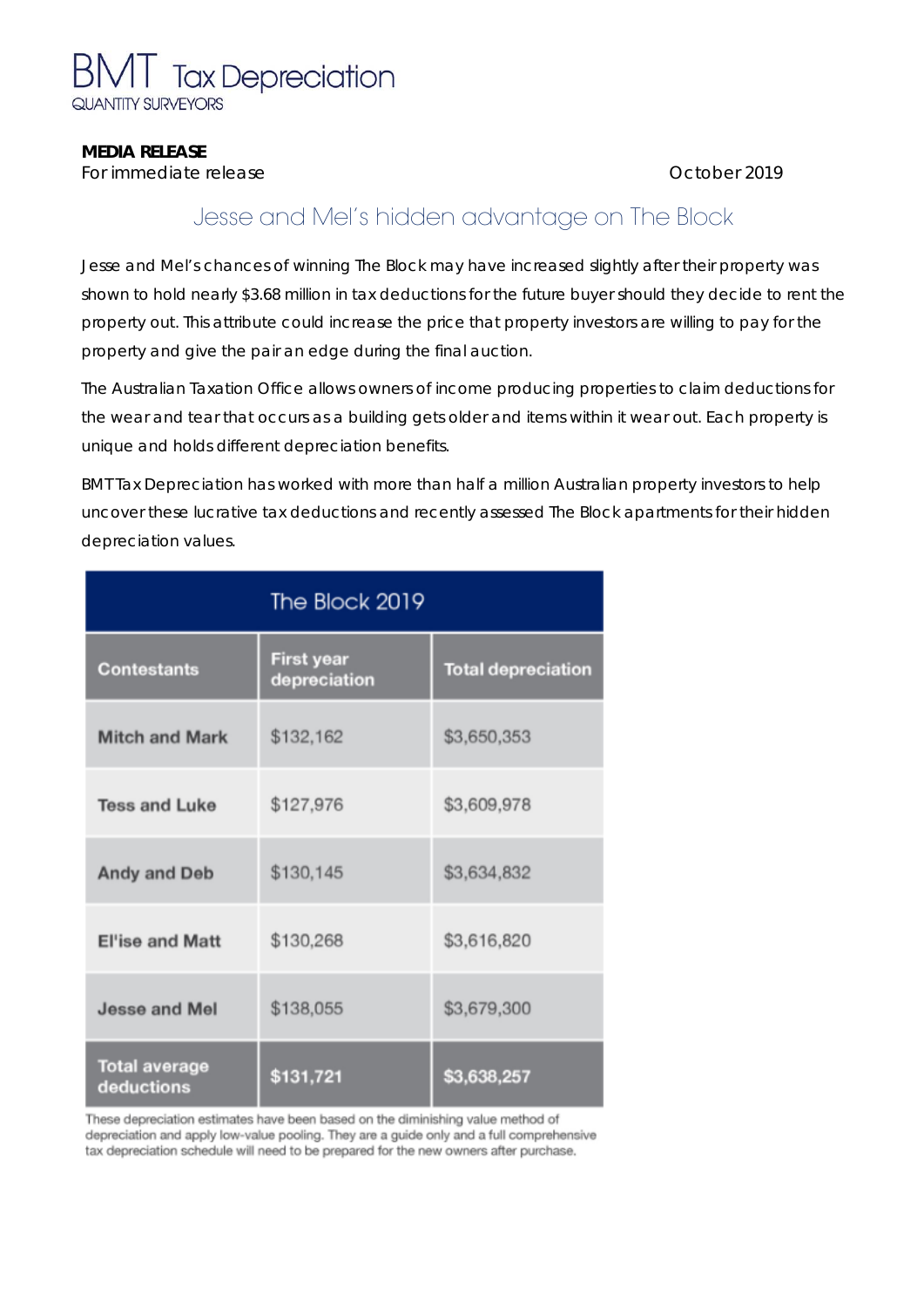BMT Tax Depreciation
QUANTITY SURVEYORS

**MEDIA RELEASE**

For immediate release

October 2019

# Jesse and Mel's hidden advantage on The Block

Jesse and Mel's chances of winning The Block may have increased slightly after their property was shown to hold nearly $3.68 million in tax deductions for the future buyer should they decide to rent the property out. This attribute could increase the price that property investors are willing to pay for the property and give the pair an edge during the final auction.

The Australian Taxation Office allows owners of income producing properties to claim deductions for the wear and tear that occurs as a building gets older and items within it wear out. Each property is unique and holds different depreciation benefits.

BMT Tax Depreciation has worked with more than half a million Australian property investors to help uncover these lucrative tax deductions and recently assessed The Block apartments for their hidden depreciation values.

| The Block 2019 | | |
|---|---|---|
| **Contestants** | **First year depreciation** | **Total depreciation** |
| **Mitch and Mark** | $132,162 | $3,650,353 |
| **Tess and Luke** | $127,976 | $3,609,978 |
| **Andy and Deb** | $130,145 | $3,634,832 |
| **El'ise and Matt** | $130,268 | $3,616,820 |
| **Jesse and Mel** | $138,055 | $3,679,300 |
| **Total average deductions** | **$131,721** | **$3,638,257** |

These depreciation estimates have been based on the diminishing value method of depreciation and apply low-value pooling. They are a guide only and a full comprehensive tax depreciation schedule will need to be prepared for the new owners after purchase.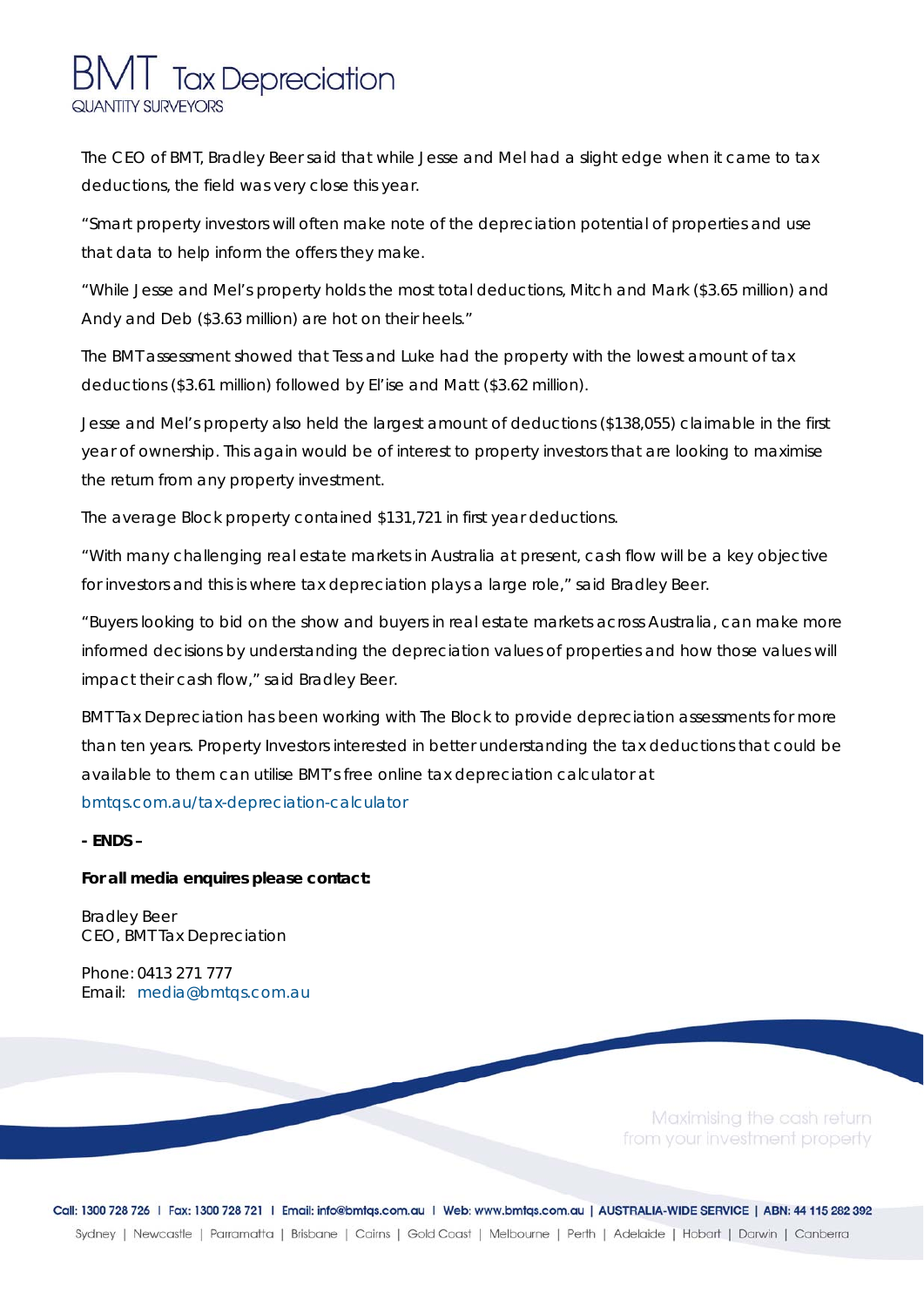The CEO of BMT, Bradley Beer said that while Jesse and Mel had a slight edge when it came to tax deductions, the field was very close this year.

"Smart property investors will often make note of the depreciation potential of properties and use that data to help inform the offers they make.

"While Jesse and Mel's property holds the most total deductions, Mitch and Mark ($3.65 million) and Andy and Deb ($3.63 million) are hot on their heels."

The BMT assessment showed that Tess and Luke had the property with the lowest amount of tax deductions ($3.61 million) followed by El'ise and Matt ($3.62 million).

Jesse and Mel's property also held the largest amount of deductions ($138,055) claimable in the first year of ownership. This again would be of interest to property investors that are looking to maximise the return from any property investment.

The average Block property contained $131,721 in first year deductions.

"With many challenging real estate markets in Australia at present, cash flow will be a key objective for investors and this is where tax depreciation plays a large role," said Bradley Beer.

"Buyers looking to bid on the show and buyers in real estate markets across Australia, can make more informed decisions by understanding the depreciation values of properties and how those values will impact their cash flow," said Bradley Beer.

BMT Tax Depreciation has been working with The Block to provide depreciation assessments for more than ten years. Property Investors interested in better understanding the tax deductions that could be available to them can utilise BMT's free online tax depreciation calculator at bmtqs.com.au/tax-depreciation-calculator

**- ENDS –**

**For all media enquires please contact:**

Bradley Beer
CEO, BMT Tax Depreciation

Phone: 0413 271 777
Email: media@bmtqs.com.au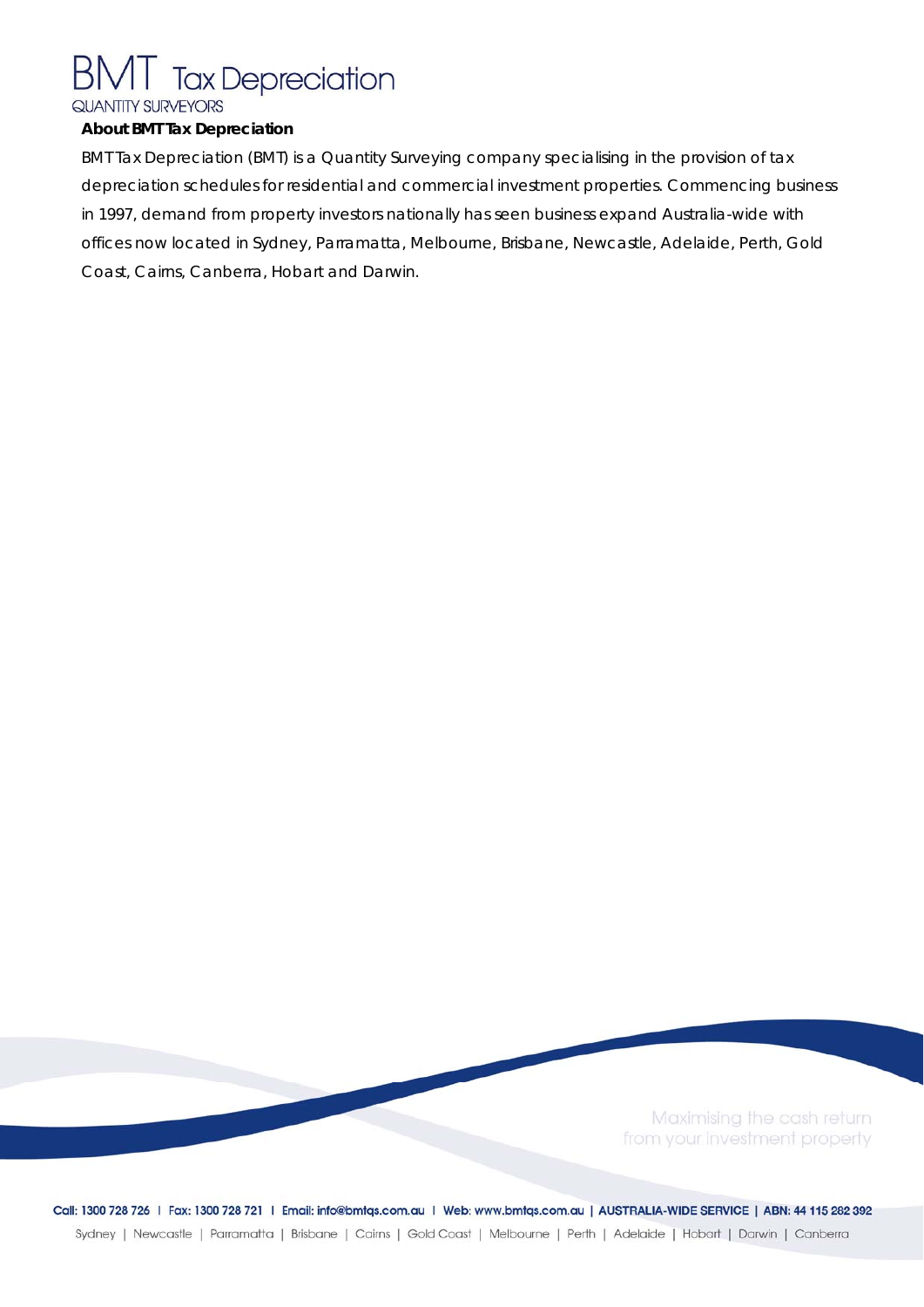**About BMT Tax Depreciation**

BMT Tax Depreciation (BMT) is a Quantity Surveying company specialising in the provision of tax depreciation schedules for residential and commercial investment properties. Commencing business in 1997, demand from property investors nationally has seen business expand Australia-wide with offices now located in Sydney, Parramatta, Melbourne, Brisbane, Newcastle, Adelaide, Perth, Gold Coast, Cairns, Canberra, Hobart and Darwin.